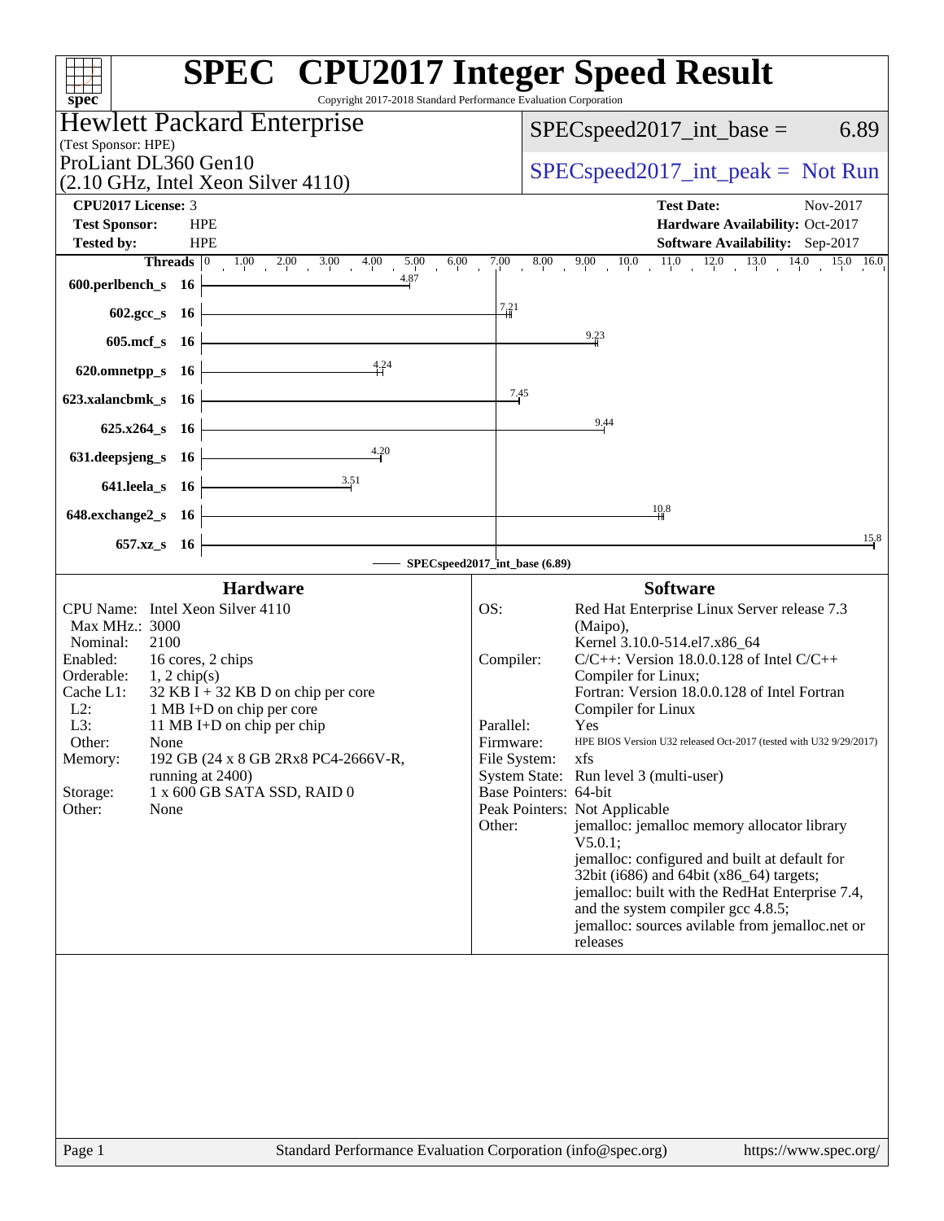# SPEC CPU2017 Integer Speed Result

Copyright 2017-2018 Standard Performance Evaluation Corporation

## Hewlett Packard Enterprise

(Test Sponsor: HPE)

ProLiant DL360 Gen10
(2.10 GHz, Intel Xeon Silver 4110)

SPECspeed2017_int_base = 6.89

SPECspeed2017_int_peak = Not Run

| | | | |
|---|---|---|---|
| **CPU2017 License:** | 3 | **Test Date:** | Nov-2017 |
| **Test Sponsor:** | HPE | **Hardware Availability:** | Oct-2017 |
| **Tested by:** | HPE | **Software Availability:** | Sep-2017 |

| Benchmark | Threads | Base Ratio |
|---|---|---|
| 600.perlbench_s | 16 | 4.87 |
| 602.gcc_s | 16 | 7.21 |
| 605.mcf_s | 16 | 9.23 |
| 620.omnetpp_s | 16 | 4.24 |
| 623.xalancbmk_s | 16 | 7.45 |
| 625.x264_s | 16 | 9.44 |
| 631.deepsjeng_s | 16 | 4.20 |
| 641.leela_s | 16 | 3.51 |
| 648.exchange2_s | 16 | 10.8 |
| 657.xz_s | 16 | 15.8 |

SPECspeed2017_int_base (6.89)

### Hardware

| | |
|---|---|
| CPU Name: | Intel Xeon Silver 4110 |
| Max MHz.: | 3000 |
| Nominal: | 2100 |
| Enabled: | 16 cores, 2 chips |
| Orderable: | 1, 2 chip(s) |
| Cache L1: | 32 KB I + 32 KB D on chip per core |
| L2: | 1 MB I+D on chip per core |
| L3: | 11 MB I+D on chip per chip |
| Other: | None |
| Memory: | 192 GB (24 x 8 GB 2Rx8 PC4-2666V-R, running at 2400) |
| Storage: | 1 x 600 GB SATA SSD, RAID 0 |
| Other: | None |

### Software

| | |
|---|---|
| OS: | Red Hat Enterprise Linux Server release 7.3 (Maipo), Kernel 3.10.0-514.el7.x86_64 |
| Compiler: | C/C++: Version 18.0.0.128 of Intel C/C++ Compiler for Linux; Fortran: Version 18.0.0.128 of Intel Fortran Compiler for Linux |
| Parallel: | Yes |
| Firmware: | HPE BIOS Version U32 released Oct-2017 (tested with U32 9/29/2017) |
| File System: | xfs |
| System State: | Run level 3 (multi-user) |
| Base Pointers: | 64-bit |
| Peak Pointers: | Not Applicable |
| Other: | jemalloc: jemalloc memory allocator library V5.0.1; jemalloc: configured and built at default for 32bit (i686) and 64bit (x86_64) targets; jemalloc: built with the RedHat Enterprise 7.4, and the system compiler gcc 4.8.5; jemalloc: sources avilable from jemalloc.net or releases |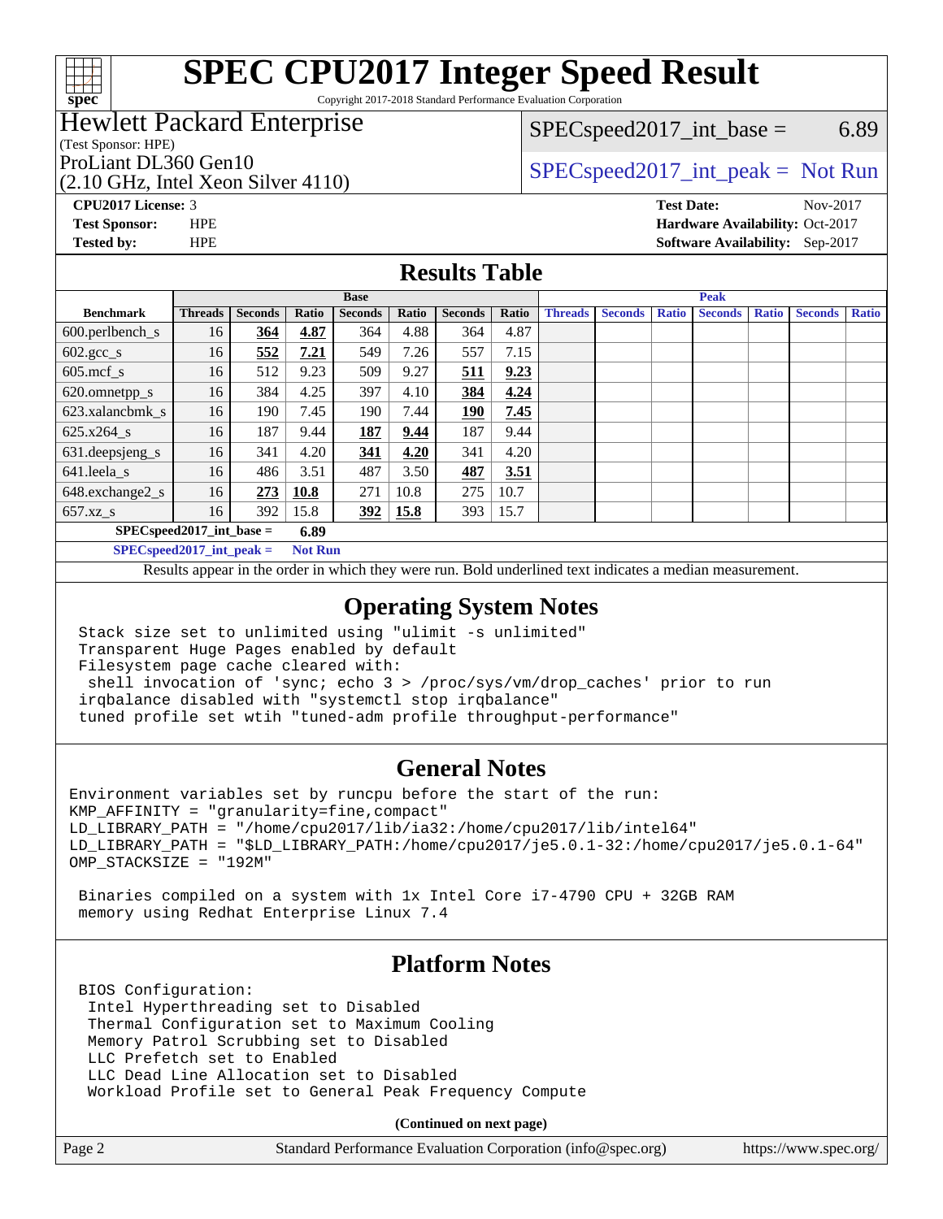# SPEC CPU2017 Integer Speed Result

Copyright 2017-2018 Standard Performance Evaluation Corporation

**Hewlett Packard Enterprise**
(Test Sponsor: HPE)

ProLiant DL360 Gen10
(2.10 GHz, Intel Xeon Silver 4110)

SPECspeed2017_int_base = 6.89

SPECspeed2017_int_peak = Not Run

**CPU2017 License:** 3
**Test Sponsor:** HPE
**Tested by:** HPE

**Test Date:** Nov-2017
**Hardware Availability:** Oct-2017
**Software Availability:** Sep-2017

## Results Table

| Benchmark | Base | | | | | | | Peak | | | | | | |
|---|---|---|---|---|---|---|---|---|---|---|---|---|---|---|
| | Threads | Seconds | Ratio | Seconds | Ratio | Seconds | Ratio | Threads | Seconds | Ratio | Seconds | Ratio | Seconds | Ratio |
| 600.perlbench_s | 16 | **364** | **4.87** | 364 | 4.88 | 364 | 4.87 | | | | | | | |
| 602.gcc_s | 16 | **552** | **7.21** | 549 | 7.26 | 557 | 7.15 | | | | | | | |
| 605.mcf_s | 16 | 512 | 9.23 | 509 | 9.27 | **511** | **9.23** | | | | | | | |
| 620.omnetpp_s | 16 | 384 | 4.25 | 397 | 4.10 | **384** | **4.24** | | | | | | | |
| 623.xalancbmk_s | 16 | 190 | 7.45 | 190 | 7.44 | **190** | **7.45** | | | | | | | |
| 625.x264_s | 16 | 187 | 9.44 | **187** | **9.44** | 187 | 9.44 | | | | | | | |
| 631.deepsjeng_s | 16 | 341 | 4.20 | **341** | **4.20** | 341 | 4.20 | | | | | | | |
| 641.leela_s | 16 | 486 | 3.51 | 487 | 3.50 | **487** | **3.51** | | | | | | | |
| 648.exchange2_s | 16 | **273** | **10.8** | 271 | 10.8 | 275 | 10.7 | | | | | | | |
| 657.xz_s | 16 | 392 | 15.8 | **392** | **15.8** | 393 | 15.7 | | | | | | | |

**SPECspeed2017_int_base = 6.89**

**SPECspeed2017_int_peak = Not Run**

Results appear in the order in which they were run. Bold underlined text indicates a median measurement.

## Operating System Notes

```
Stack size set to unlimited using "ulimit -s unlimited"
Transparent Huge Pages enabled by default
Filesystem page cache cleared with:
 shell invocation of 'sync; echo 3 > /proc/sys/vm/drop_caches' prior to run
irqbalance disabled with "systemctl stop irqbalance"
tuned profile set wtih "tuned-adm profile throughput-performance"
```

## General Notes

```
Environment variables set by runcpu before the start of the run:
KMP_AFFINITY = "granularity=fine,compact"
LD_LIBRARY_PATH = "/home/cpu2017/lib/ia32:/home/cpu2017/lib/intel64"
LD_LIBRARY_PATH = "$LD_LIBRARY_PATH:/home/cpu2017/je5.0.1-32:/home/cpu2017/je5.0.1-64"
OMP_STACKSIZE = "192M"

 Binaries compiled on a system with 1x Intel Core i7-4790 CPU + 32GB RAM
 memory using Redhat Enterprise Linux 7.4
```

## Platform Notes

```
BIOS Configuration:
 Intel Hyperthreading set to Disabled
 Thermal Configuration set to Maximum Cooling
 Memory Patrol Scrubbing set to Disabled
 LLC Prefetch set to Enabled
 LLC Dead Line Allocation set to Disabled
 Workload Profile set to General Peak Frequency Compute
```

**(Continued on next page)**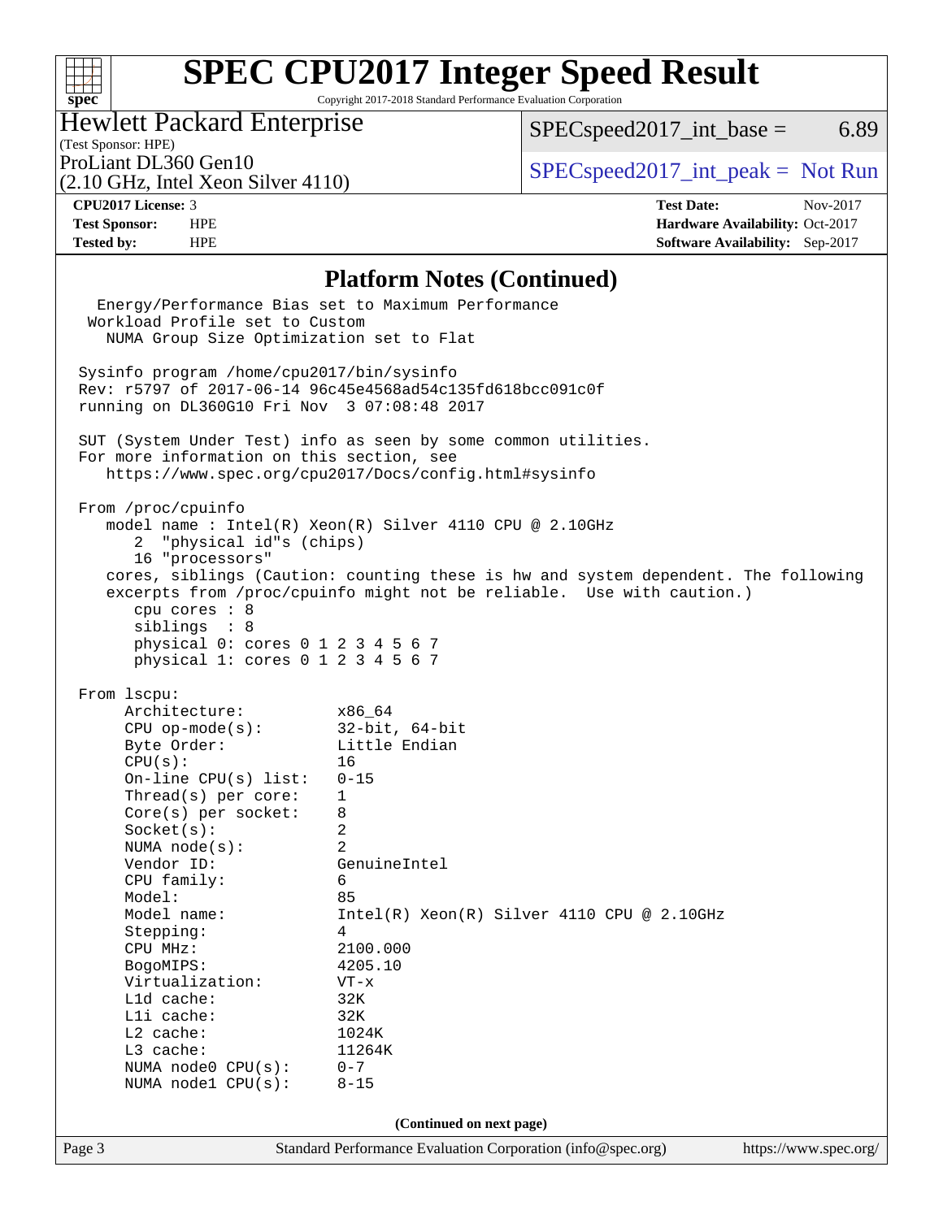## Platform Notes (Continued)

```
  Energy/Performance Bias set to Maximum Performance
 Workload Profile set to Custom
   NUMA Group Size Optimization set to Flat

Sysinfo program /home/cpu2017/bin/sysinfo
Rev: r5797 of 2017-06-14 96c45e4568ad54c135fd618bcc091c0f
running on DL360G10 Fri Nov  3 07:08:48 2017

SUT (System Under Test) info as seen by some common utilities.
For more information on this section, see
   https://www.spec.org/cpu2017/Docs/config.html#sysinfo

From /proc/cpuinfo
   model name : Intel(R) Xeon(R) Silver 4110 CPU @ 2.10GHz
      2  "physical id"s (chips)
      16 "processors"
   cores, siblings (Caution: counting these is hw and system dependent. The following
   excerpts from /proc/cpuinfo might not be reliable.  Use with caution.)
      cpu cores : 8
      siblings  : 8
      physical 0: cores 0 1 2 3 4 5 6 7
      physical 1: cores 0 1 2 3 4 5 6 7

From lscpu:
     Architecture:          x86_64
     CPU op-mode(s):        32-bit, 64-bit
     Byte Order:            Little Endian
     CPU(s):                16
     On-line CPU(s) list:   0-15
     Thread(s) per core:    1
     Core(s) per socket:    8
     Socket(s):             2
     NUMA node(s):          2
     Vendor ID:             GenuineIntel
     CPU family:            6
     Model:                 85
     Model name:            Intel(R) Xeon(R) Silver 4110 CPU @ 2.10GHz
     Stepping:              4
     CPU MHz:               2100.000
     BogoMIPS:              4205.10
     Virtualization:        VT-x
     L1d cache:             32K
     L1i cache:             32K
     L2 cache:              1024K
     L3 cache:              11264K
     NUMA node0 CPU(s):     0-7
     NUMA node1 CPU(s):     8-15
```

(Continued on next page)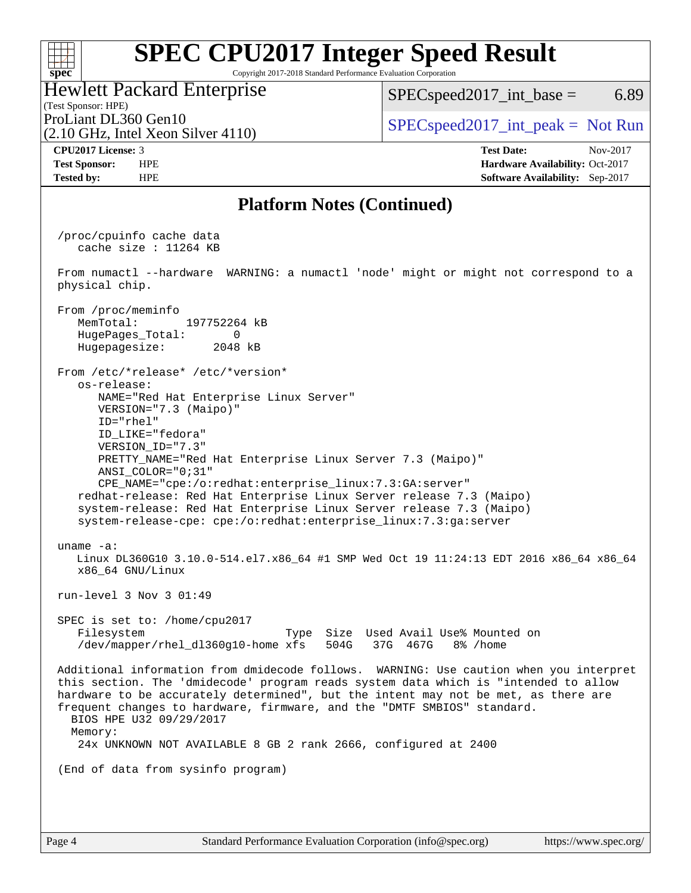## Platform Notes (Continued)

```
/proc/cpuinfo cache data
   cache size : 11264 KB

From numactl --hardware  WARNING: a numactl 'node' might or might not correspond to a
physical chip.

From /proc/meminfo
   MemTotal:       197752264 kB
   HugePages_Total:       0
   Hugepagesize:       2048 kB

From /etc/*release* /etc/*version*
   os-release:
      NAME="Red Hat Enterprise Linux Server"
      VERSION="7.3 (Maipo)"
      ID="rhel"
      ID_LIKE="fedora"
      VERSION_ID="7.3"
      PRETTY_NAME="Red Hat Enterprise Linux Server 7.3 (Maipo)"
      ANSI_COLOR="0;31"
      CPE_NAME="cpe:/o:redhat:enterprise_linux:7.3:GA:server"
   redhat-release: Red Hat Enterprise Linux Server release 7.3 (Maipo)
   system-release: Red Hat Enterprise Linux Server release 7.3 (Maipo)
   system-release-cpe: cpe:/o:redhat:enterprise_linux:7.3:ga:server

uname -a:
   Linux DL360G10 3.10.0-514.el7.x86_64 #1 SMP Wed Oct 19 11:24:13 EDT 2016 x86_64 x86_64
   x86_64 GNU/Linux

run-level 3 Nov 3 01:49

SPEC is set to: /home/cpu2017
   Filesystem                      Type  Size  Used Avail Use% Mounted on
   /dev/mapper/rhel_dl360g10-home xfs   504G   37G  467G   8% /home

Additional information from dmidecode follows.  WARNING: Use caution when you interpret
this section. The 'dmidecode' program reads system data which is "intended to allow
hardware to be accurately determined", but the intent may not be met, as there are
frequent changes to hardware, firmware, and the "DMTF SMBIOS" standard.
  BIOS HPE U32 09/29/2017
  Memory:
   24x UNKNOWN NOT AVAILABLE 8 GB 2 rank 2666, configured at 2400

(End of data from sysinfo program)
```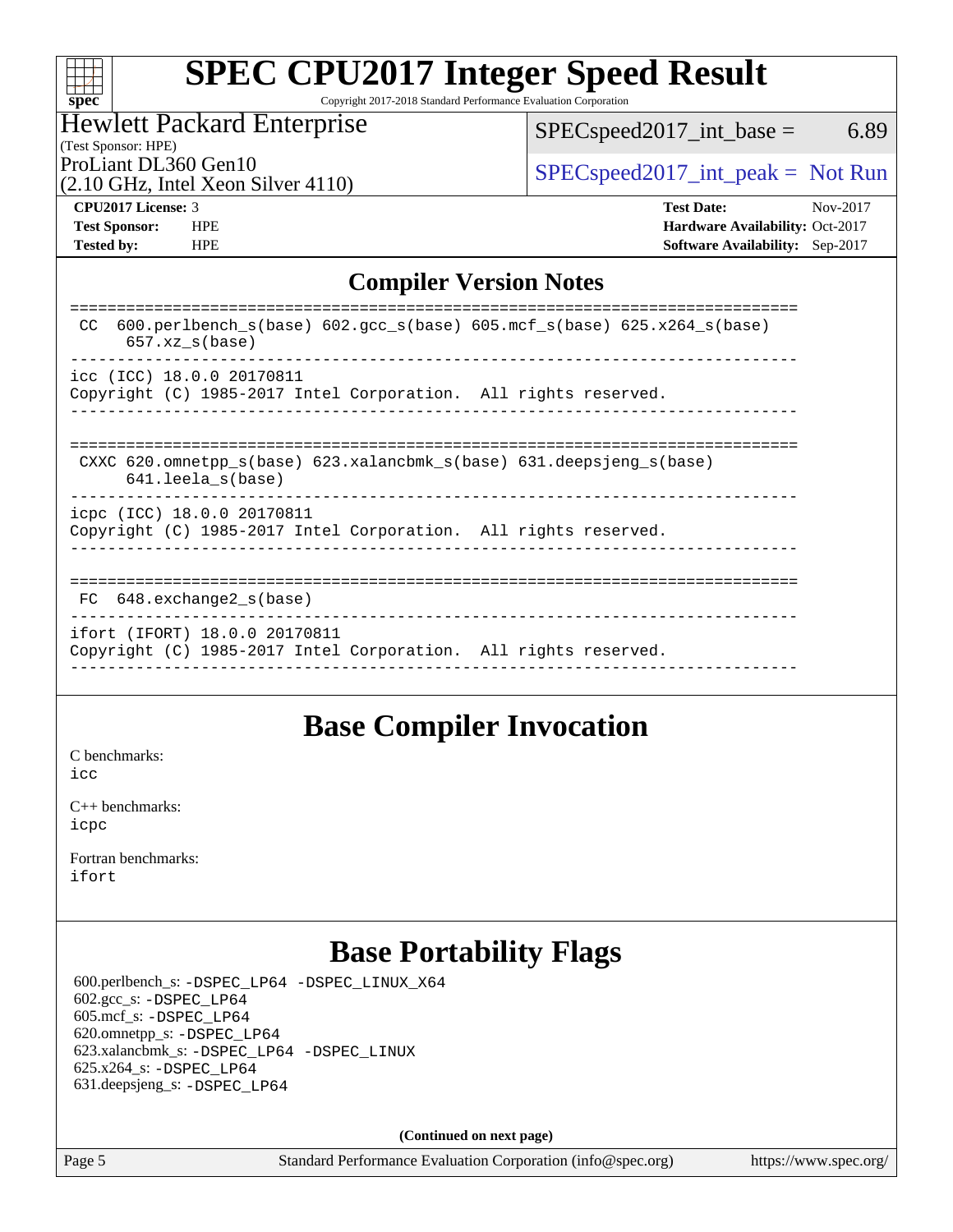# SPEC CPU2017 Integer Speed Result

Copyright 2017-2018 Standard Performance Evaluation Corporation

**Hewlett Packard Enterprise**
(Test Sponsor: HPE)
ProLiant DL360 Gen10
(2.10 GHz, Intel Xeon Silver 4110)

SPECspeed2017_int_base = 6.89

SPECspeed2017_int_peak = Not Run

| | | | |
|---|---|---|---|
| **CPU2017 License:** | 3 | **Test Date:** | Nov-2017 |
| **Test Sponsor:** | HPE | **Hardware Availability:** | Oct-2017 |
| **Tested by:** | HPE | **Software Availability:** | Sep-2017 |

## Compiler Version Notes

```
==============================================================================
 CC  600.perlbench_s(base) 602.gcc_s(base) 605.mcf_s(base) 625.x264_s(base)
      657.xz_s(base)
------------------------------------------------------------------------------
icc (ICC) 18.0.0 20170811
Copyright (C) 1985-2017 Intel Corporation.  All rights reserved.
------------------------------------------------------------------------------

==============================================================================
 CXXC 620.omnetpp_s(base) 623.xalancbmk_s(base) 631.deepsjeng_s(base)
      641.leela_s(base)
------------------------------------------------------------------------------
icpc (ICC) 18.0.0 20170811
Copyright (C) 1985-2017 Intel Corporation.  All rights reserved.
------------------------------------------------------------------------------

==============================================================================
 FC  648.exchange2_s(base)
------------------------------------------------------------------------------
ifort (IFORT) 18.0.0 20170811
Copyright (C) 1985-2017 Intel Corporation.  All rights reserved.
------------------------------------------------------------------------------
```

## Base Compiler Invocation

C benchmarks:
icc

C++ benchmarks:
icpc

Fortran benchmarks:
ifort

## Base Portability Flags

600.perlbench_s: -DSPEC_LP64 -DSPEC_LINUX_X64
602.gcc_s: -DSPEC_LP64
605.mcf_s: -DSPEC_LP64
620.omnetpp_s: -DSPEC_LP64
623.xalancbmk_s: -DSPEC_LP64 -DSPEC_LINUX
625.x264_s: -DSPEC_LP64
631.deepsjeng_s: -DSPEC_LP64

**(Continued on next page)**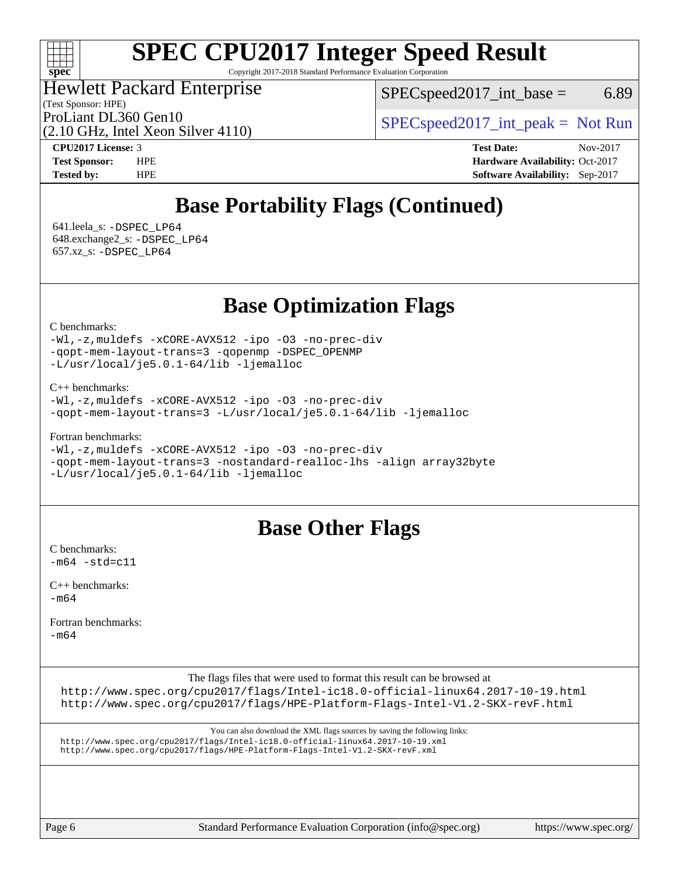# SPEC CPU2017 Integer Speed Result

Copyright 2017-2018 Standard Performance Evaluation Corporation

Hewlett Packard Enterprise
(Test Sponsor: HPE)
ProLiant DL360 Gen10
(2.10 GHz, Intel Xeon Silver 4110)

SPECspeed2017_int_base = 6.89

SPECspeed2017_int_peak = Not Run

**CPU2017 License:** 3
**Test Sponsor:** HPE
**Tested by:** HPE

**Test Date:** Nov-2017
**Hardware Availability:** Oct-2017
**Software Availability:** Sep-2017

## Base Portability Flags (Continued)

641.leela_s: `-DSPEC_LP64`
648.exchange2_s: `-DSPEC_LP64`
657.xz_s: `-DSPEC_LP64`

## Base Optimization Flags

C benchmarks:
```
-Wl,-z,muldefs -xCORE-AVX512 -ipo -O3 -no-prec-div
-qopt-mem-layout-trans=3 -qopenmp -DSPEC_OPENMP
-L/usr/local/je5.0.1-64/lib -ljemalloc
```

C++ benchmarks:
```
-Wl,-z,muldefs -xCORE-AVX512 -ipo -O3 -no-prec-div
-qopt-mem-layout-trans=3 -L/usr/local/je5.0.1-64/lib -ljemalloc
```

Fortran benchmarks:
```
-Wl,-z,muldefs -xCORE-AVX512 -ipo -O3 -no-prec-div
-qopt-mem-layout-trans=3 -nostandard-realloc-lhs -align array32byte
-L/usr/local/je5.0.1-64/lib -ljemalloc
```

## Base Other Flags

C benchmarks:
```
-m64 -std=c11
```

C++ benchmarks:
```
-m64
```

Fortran benchmarks:
```
-m64
```

The flags files that were used to format this result can be browsed at
http://www.spec.org/cpu2017/flags/Intel-ic18.0-official-linux64.2017-10-19.html
http://www.spec.org/cpu2017/flags/HPE-Platform-Flags-Intel-V1.2-SKX-revF.html

You can also download the XML flags sources by saving the following links:
http://www.spec.org/cpu2017/flags/Intel-ic18.0-official-linux64.2017-10-19.xml
http://www.spec.org/cpu2017/flags/HPE-Platform-Flags-Intel-V1.2-SKX-revF.xml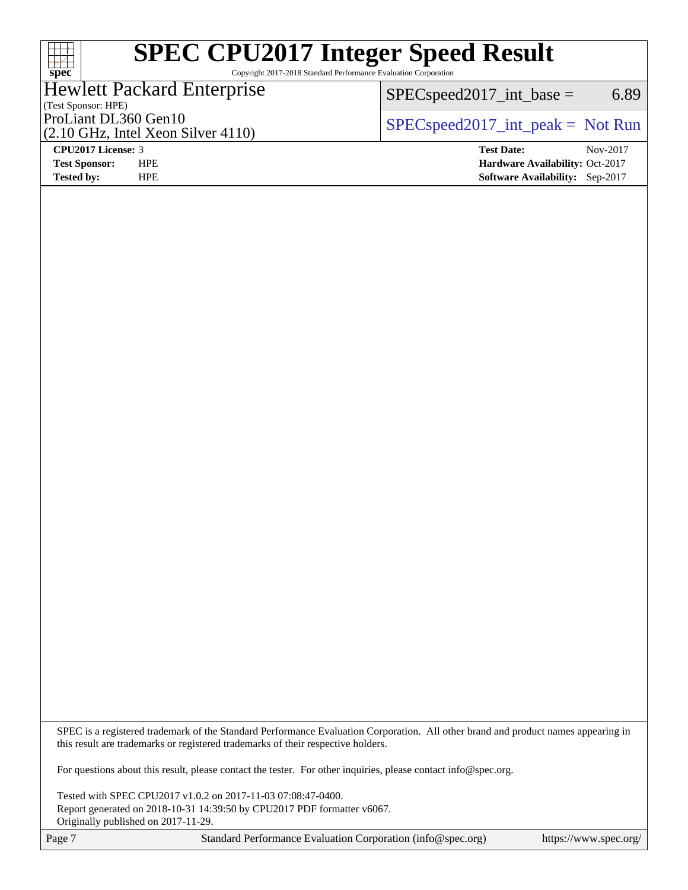SPEC is a registered trademark of the Standard Performance Evaluation Corporation. All other brand and product names appearing in this result are trademarks or registered trademarks of their respective holders.

For questions about this result, please contact the tester. For other inquiries, please contact info@spec.org.

Tested with SPEC CPU2017 v1.0.2 on 2017-11-03 07:08:47-0400.
Report generated on 2018-10-31 14:39:50 by CPU2017 PDF formatter v6067.
Originally published on 2017-11-29.